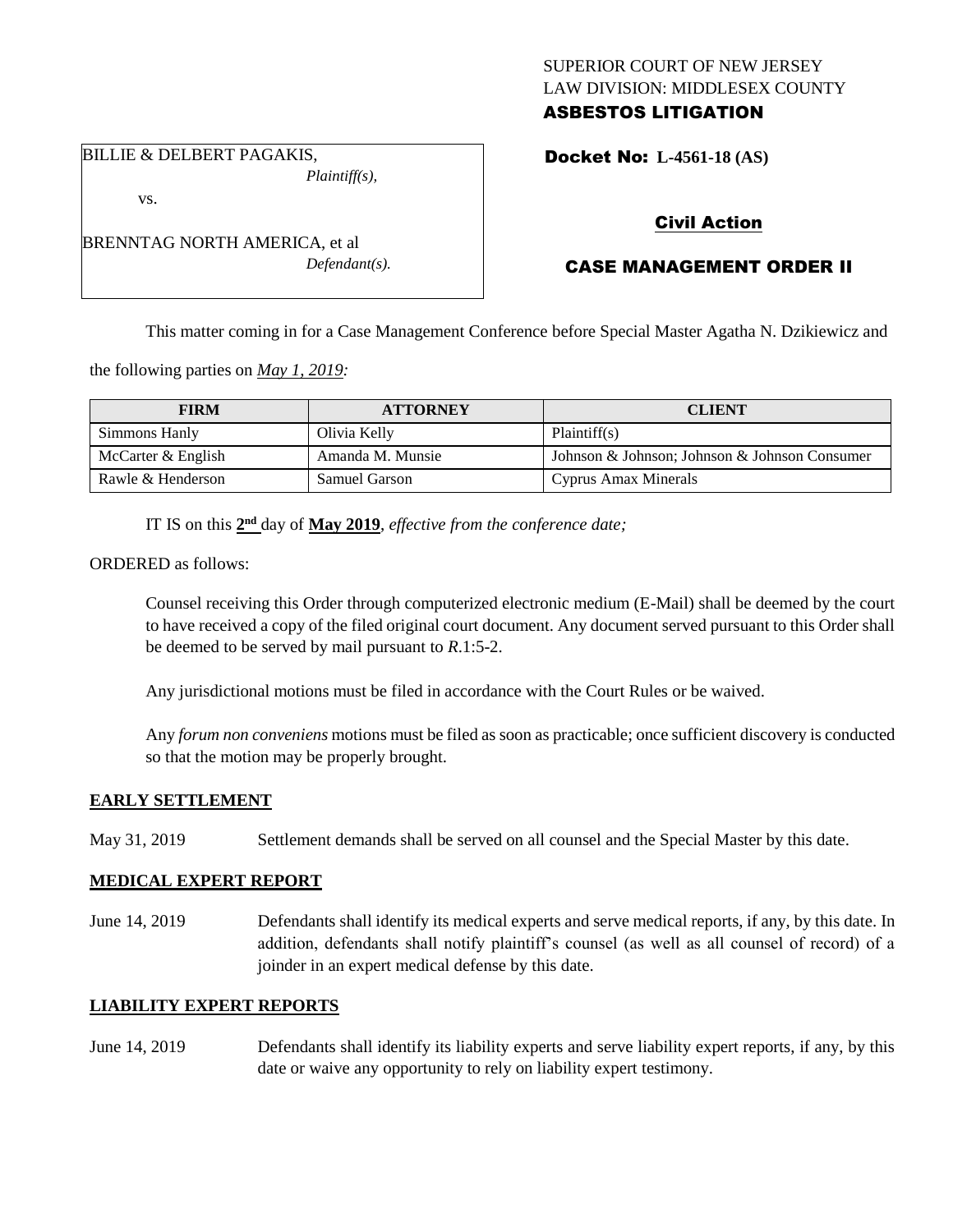SUPERIOR COURT OF NEW JERSEY
LAW DIVISION: MIDDLESEX COUNTY
**ASBESTOS LITIGATION**

BILLIE & DELBERT PAGAKIS,
*Plaintiff(s),*

vs.

BRENNTAG NORTH AMERICA, et al
*Defendant(s).*

**Docket No: L-4561-18 (AS)**

**Civil Action**

**CASE MANAGEMENT ORDER II**

This matter coming in for a Case Management Conference before Special Master Agatha N. Dzikiewicz and the following parties on *May 1, 2019:*

| FIRM | ATTORNEY | CLIENT |
| --- | --- | --- |
| Simmons Hanly | Olivia Kelly | Plaintiff(s) |
| McCarter & English | Amanda M. Munsie | Johnson & Johnson; Johnson & Johnson Consumer |
| Rawle & Henderson | Samuel Garson | Cyprus Amax Minerals |

IT IS on this **2nd** day of **May 2019**, *effective from the conference date;*

ORDERED as follows:

Counsel receiving this Order through computerized electronic medium (E-Mail) shall be deemed by the court to have received a copy of the filed original court document. Any document served pursuant to this Order shall be deemed to be served by mail pursuant to *R*.1:5-2.

Any jurisdictional motions must be filed in accordance with the Court Rules or be waived.

Any *forum non conveniens* motions must be filed as soon as practicable; once sufficient discovery is conducted so that the motion may be properly brought.

**EARLY SETTLEMENT**

May 31, 2019 Settlement demands shall be served on all counsel and the Special Master by this date.

**MEDICAL EXPERT REPORT**

June 14, 2019 Defendants shall identify its medical experts and serve medical reports, if any, by this date. In addition, defendants shall notify plaintiff's counsel (as well as all counsel of record) of a joinder in an expert medical defense by this date.

**LIABILITY EXPERT REPORTS**

June 14, 2019 Defendants shall identify its liability experts and serve liability expert reports, if any, by this date or waive any opportunity to rely on liability expert testimony.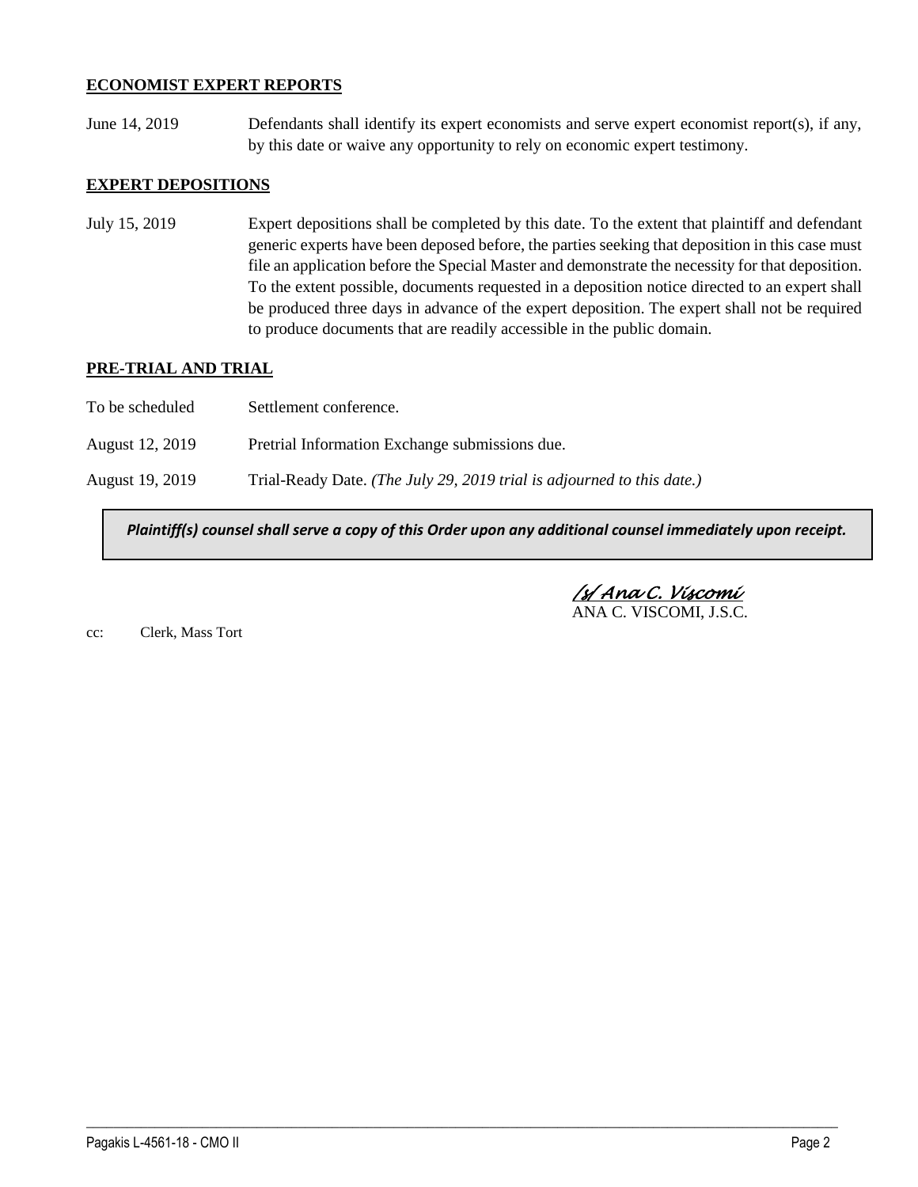**ECONOMIST EXPERT REPORTS**

| | |
|---|---|
| June 14, 2019 | Defendants shall identify its expert economists and serve expert economist report(s), if any, by this date or waive any opportunity to rely on economic expert testimony. |

**EXPERT DEPOSITIONS**

| | |
|---|---|
| July 15, 2019 | Expert depositions shall be completed by this date. To the extent that plaintiff and defendant generic experts have been deposed before, the parties seeking that deposition in this case must file an application before the Special Master and demonstrate the necessity for that deposition. To the extent possible, documents requested in a deposition notice directed to an expert shall be produced three days in advance of the expert deposition. The expert shall not be required to produce documents that are readily accessible in the public domain. |

**PRE-TRIAL AND TRIAL**

| | |
|---|---|
| To be scheduled | Settlement conference. |
| August 12, 2019 | Pretrial Information Exchange submissions due. |
| August 19, 2019 | Trial-Ready Date. *(The July 29, 2019 trial is adjourned to this date.)* |

***Plaintiff(s) counsel shall serve a copy of this Order upon any additional counsel immediately upon receipt.***

*/s/ Ana C. Viscomi*
ANA C. VISCOMI, J.S.C.

cc: Clerk, Mass Tort